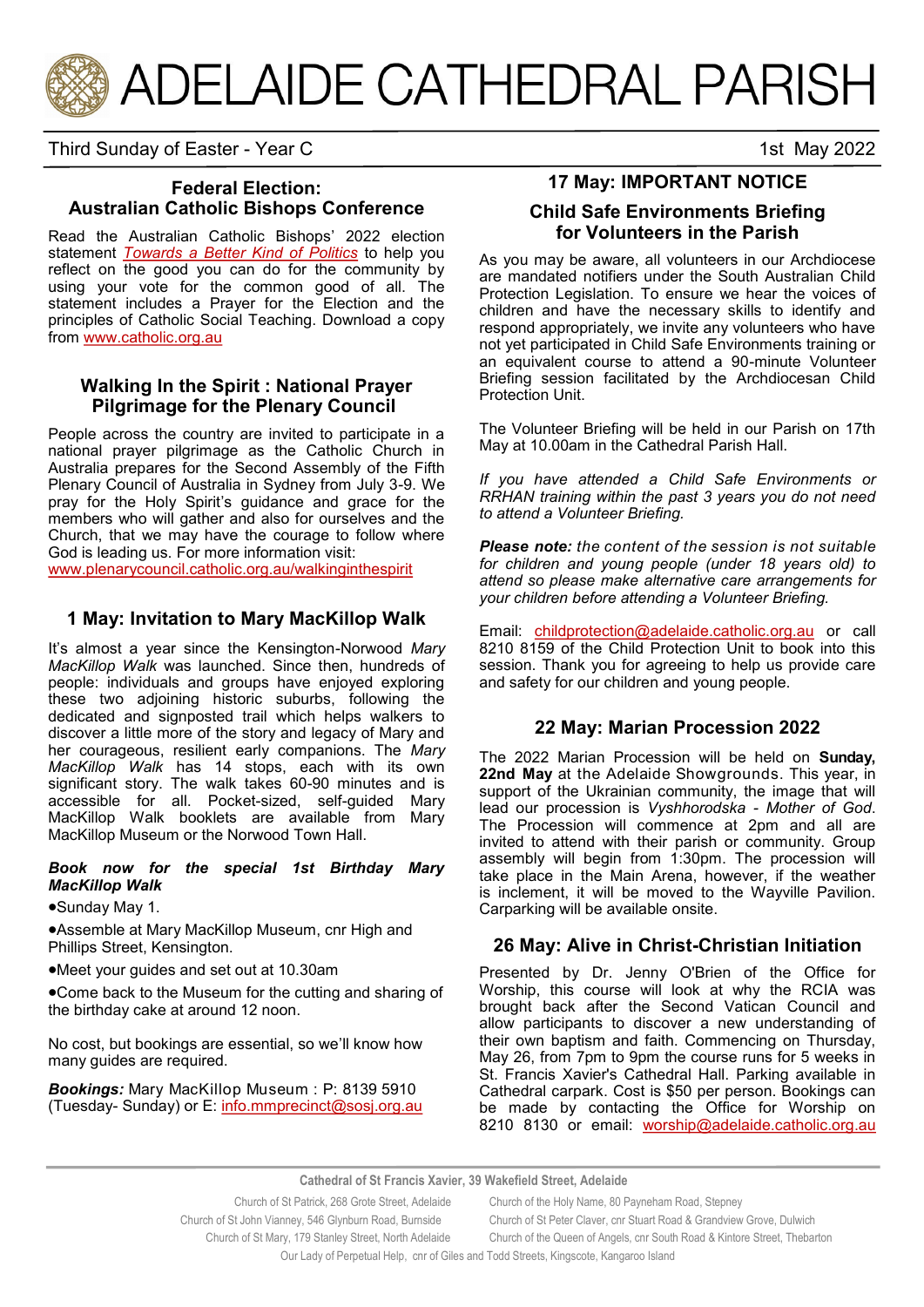# ADELAIDE CATHEDRAL PARISH

Third Sunday of Easter - Year C — 1st May 2022

## Federal Election: Australian Catholic Bishops Conference

Read the Australian Catholic Bishops' 2022 election statement *Towards a Better Kind of Politics* to help you reflect on the good you can do for the community by using your vote for the common good of all. The statement includes a Prayer for the Election and the principles of Catholic Social Teaching. Download a copy from www.catholic.org.au

## Walking In the Spirit : National Prayer Pilgrimage for the Plenary Council

People across the country are invited to participate in a national prayer pilgrimage as the Catholic Church in Australia prepares for the Second Assembly of the Fifth Plenary Council of Australia in Sydney from July 3-9. We pray for the Holy Spirit's guidance and grace for the members who will gather and also for ourselves and the Church, that we may have the courage to follow where God is leading us. For more information visit: www.plenarycouncil.catholic.org.au/walkinginthespirit

## 1 May: Invitation to Mary MacKillop Walk

It's almost a year since the Kensington-Norwood *Mary MacKillop Walk* was launched. Since then, hundreds of people: individuals and groups have enjoyed exploring these two adjoining historic suburbs, following the dedicated and signposted trail which helps walkers to discover a little more of the story and legacy of Mary and her courageous, resilient early companions. The *Mary MacKillop Walk* has 14 stops, each with its own significant story. The walk takes 60-90 minutes and is accessible for all. Pocket-sized, self-guided Mary MacKillop Walk booklets are available from Mary MacKillop Museum or the Norwood Town Hall.

***Book now for the special 1st Birthday Mary MacKillop Walk***

- Sunday May 1.
- Assemble at Mary MacKillop Museum, cnr High and Phillips Street, Kensington.
- Meet your guides and set out at 10.30am
- Come back to the Museum for the cutting and sharing of the birthday cake at around 12 noon.

No cost, but bookings are essential, so we'll know how many guides are required.

***Bookings:*** Mary MacKillop Museum : P: 8139 5910 (Tuesday- Sunday) or E: info.mmprecinct@sosj.org.au

## 17 May: IMPORTANT NOTICE

### Child Safe Environments Briefing for Volunteers in the Parish

As you may be aware, all volunteers in our Archdiocese are mandated notifiers under the South Australian Child Protection Legislation. To ensure we hear the voices of children and have the necessary skills to identify and respond appropriately, we invite any volunteers who have not yet participated in Child Safe Environments training or an equivalent course to attend a 90-minute Volunteer Briefing session facilitated by the Archdiocesan Child Protection Unit.

The Volunteer Briefing will be held in our Parish on 17th May at 10.00am in the Cathedral Parish Hall.

*If you have attended a Child Safe Environments or RRHAN training within the past 3 years you do not need to attend a Volunteer Briefing.*

***Please note:*** *the content of the session is not suitable for children and young people (under 18 years old) to attend so please make alternative care arrangements for your children before attending a Volunteer Briefing.*

Email: childprotection@adelaide.catholic.org.au or call 8210 8159 of the Child Protection Unit to book into this session. Thank you for agreeing to help us provide care and safety for our children and young people.

## 22 May: Marian Procession 2022

The 2022 Marian Procession will be held on **Sunday, 22nd May** at the Adelaide Showgrounds. This year, in support of the Ukrainian community, the image that will lead our procession is *Vyshhorodska - Mother of God*. The Procession will commence at 2pm and all are invited to attend with their parish or community. Group assembly will begin from 1:30pm. The procession will take place in the Main Arena, however, if the weather is inclement, it will be moved to the Wayville Pavilion. Carparking will be available onsite.

## 26 May: Alive in Christ-Christian Initiation

Presented by Dr. Jenny O'Brien of the Office for Worship, this course will look at why the RCIA was brought back after the Second Vatican Council and allow participants to discover a new understanding of their own baptism and faith. Commencing on Thursday, May 26, from 7pm to 9pm the course runs for 5 weeks in St. Francis Xavier's Cathedral Hall. Parking available in Cathedral carpark. Cost is $50 per person. Bookings can be made by contacting the Office for Worship on 8210 8130 or email: worship@adelaide.catholic.org.au

---

**Cathedral of St Francis Xavier, 39 Wakefield Street, Adelaide**

Church of St Patrick, 268 Grote Street, Adelaide — Church of the Holy Name, 80 Payneham Road, Stepney
Church of St John Vianney, 546 Glynburn Road, Burnside — Church of St Peter Claver, cnr Stuart Road & Grandview Grove, Dulwich
Church of St Mary, 179 Stanley Street, North Adelaide — Church of the Queen of Angels, cnr South Road & Kintore Street, Thebarton
Our Lady of Perpetual Help, cnr of Giles and Todd Streets, Kingscote, Kangaroo Island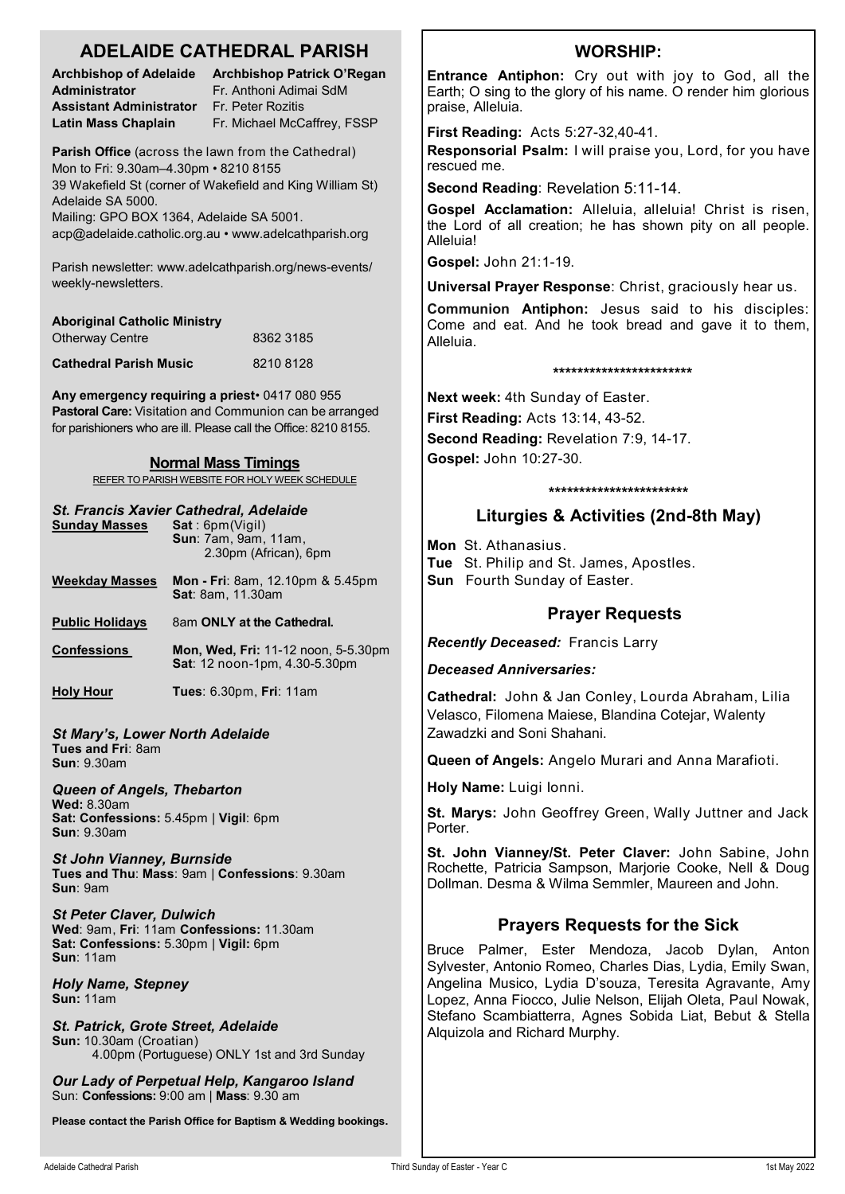# ADELAIDE CATHEDRAL PARISH

**Archbishop of Adelaide** **Archbishop Patrick O'Regan**
**Administrator** Fr. Anthoni Adimai SdM
**Assistant Administrator** Fr. Peter Rozitis
**Latin Mass Chaplain** Fr. Michael McCaffrey, FSSP

**Parish Office** (across the lawn from the Cathedral)
Mon to Fri: 9.30am–4.30pm • 8210 8155
39 Wakefield St (corner of Wakefield and King William St) Adelaide SA 5000.
Mailing: GPO BOX 1364, Adelaide SA 5001.
acp@adelaide.catholic.org.au • www.adelcathparish.org

Parish newsletter: www.adelcathparish.org/news-events/weekly-newsletters.

**Aboriginal Catholic Ministry**
Otherway Centre 8362 3185

**Cathedral Parish Music** 8210 8128

**Any emergency requiring a priest**• 0417 080 955
**Pastoral Care:** Visitation and Communion can be arranged for parishioners who are ill. Please call the Office: 8210 8155.

## Normal Mass Timings

REFER TO PARISH WEBSITE FOR HOLY WEEK SCHEDULE

### *St. Francis Xavier Cathedral, Adelaide*

**Sunday Masses** **Sat** : 6pm(Vigil)
**Sun**: 7am, 9am, 11am, 2.30pm (African), 6pm

**Weekday Masses** **Mon - Fri**: 8am, 12.10pm & 5.45pm
**Sat**: 8am, 11.30am

**Public Holidays** 8am **ONLY at the Cathedral.**

**Confessions** **Mon, Wed, Fri:** 11-12 noon, 5-5.30pm
**Sat**: 12 noon-1pm, 4.30-5.30pm

**Holy Hour** **Tues**: 6.30pm, **Fri**: 11am

### *St Mary's, Lower North Adelaide*
**Tues and Fri**: 8am
**Sun**: 9.30am

### *Queen of Angels, Thebarton*
**Wed:** 8.30am
**Sat: Confessions:** 5.45pm | **Vigil**: 6pm
**Sun**: 9.30am

### *St John Vianney, Burnside*
**Tues and Thu**: **Mass**: 9am | **Confessions**: 9.30am
**Sun**: 9am

### *St Peter Claver, Dulwich*
**Wed**: 9am, **Fri**: 11am **Confessions:** 11.30am
**Sat: Confessions:** 5.30pm | **Vigil:** 6pm
**Sun**: 11am

### *Holy Name, Stepney*
**Sun:** 11am

### *St. Patrick, Grote Street, Adelaide*
**Sun:** 10.30am (Croatian)
4.00pm (Portuguese) ONLY 1st and 3rd Sunday

### *Our Lady of Perpetual Help, Kangaroo Island*
Sun: **Confessions:** 9:00 am | **Mass**: 9.30 am

**Please contact the Parish Office for Baptism & Wedding bookings.**

## WORSHIP:

**Entrance Antiphon:** Cry out with joy to God, all the Earth; O sing to the glory of his name. O render him glorious praise, Alleluia.

**First Reading:** Acts 5:27-32,40-41.

**Responsorial Psalm:** I will praise you, Lord, for you have rescued me.

**Second Reading**: Revelation 5:11-14.

**Gospel Acclamation:** Alleluia, alleluia! Christ is risen, the Lord of all creation; he has shown pity on all people. Alleluia!

**Gospel:** John 21:1-19.

**Universal Prayer Response**: Christ, graciously hear us.

**Communion Antiphon:** Jesus said to his disciples: Come and eat. And he took bread and gave it to them, Alleluia.

***********************

**Next week:** 4th Sunday of Easter.

**First Reading:** Acts 13:14, 43-52.

**Second Reading:** Revelation 7:9, 14-17.

**Gospel:** John 10:27-30.

***********************

## Liturgies & Activities (2nd-8th May)

**Mon** St. Athanasius.
**Tue** St. Philip and St. James, Apostles.
**Sun** Fourth Sunday of Easter.

## Prayer Requests

***Recently Deceased:*** Francis Larry

***Deceased Anniversaries:***

**Cathedral:** John & Jan Conley, Lourda Abraham, Lilia Velasco, Filomena Maiese, Blandina Cotejar, Walenty Zawadzki and Soni Shahani.

**Queen of Angels:** Angelo Murari and Anna Marafioti.

**Holy Name:** Luigi Ionni.

**St. Marys:** John Geoffrey Green, Wally Juttner and Jack Porter.

**St. John Vianney/St. Peter Claver:** John Sabine, John Rochette, Patricia Sampson, Marjorie Cooke, Nell & Doug Dollman. Desma & Wilma Semmler, Maureen and John.

## Prayers Requests for the Sick

Bruce Palmer, Ester Mendoza, Jacob Dylan, Anton Sylvester, Antonio Romeo, Charles Dias, Lydia, Emily Swan, Angelina Musico, Lydia D'souza, Teresita Agravante, Amy Lopez, Anna Fiocco, Julie Nelson, Elijah Oleta, Paul Nowak, Stefano Scambiatterra, Agnes Sobida Liat, Bebut & Stella Alquizola and Richard Murphy.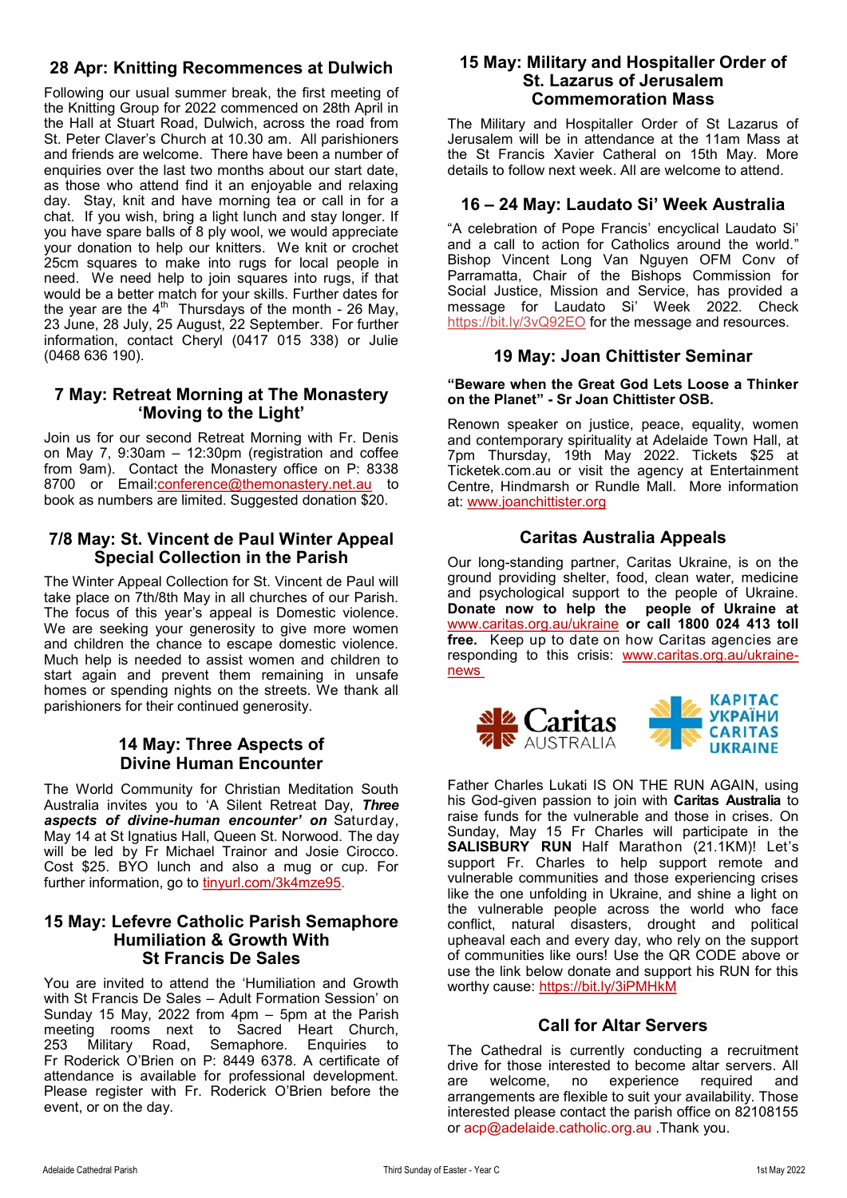## 28 Apr: Knitting Recommences at Dulwich

Following our usual summer break, the first meeting of the Knitting Group for 2022 commenced on 28th April in the Hall at Stuart Road, Dulwich, across the road from St. Peter Claver's Church at 10.30 am. All parishioners and friends are welcome. There have been a number of enquiries over the last two months about our start date, as those who attend find it an enjoyable and relaxing day. Stay, knit and have morning tea or call in for a chat. If you wish, bring a light lunch and stay longer. If you have spare balls of 8 ply wool, we would appreciate your donation to help our knitters. We knit or crochet 25cm squares to make into rugs for local people in need. We need help to join squares into rugs, if that would be a better match for your skills. Further dates for the year are the 4th Thursdays of the month - 26 May, 23 June, 28 July, 25 August, 22 September. For further information, contact Cheryl (0417 015 338) or Julie (0468 636 190).

## 7 May: Retreat Morning at The Monastery 'Moving to the Light'

Join us for our second Retreat Morning with Fr. Denis on May 7, 9:30am – 12:30pm (registration and coffee from 9am). Contact the Monastery office on P: 8338 8700 or Email:conference@themonastery.net.au to book as numbers are limited. Suggested donation $20.

## 7/8 May: St. Vincent de Paul Winter Appeal Special Collection in the Parish

The Winter Appeal Collection for St. Vincent de Paul will take place on 7th/8th May in all churches of our Parish. The focus of this year's appeal is Domestic violence. We are seeking your generosity to give more women and children the chance to escape domestic violence. Much help is needed to assist women and children to start again and prevent them remaining in unsafe homes or spending nights on the streets. We thank all parishioners for their continued generosity.

## 14 May: Three Aspects of Divine Human Encounter

The World Community for Christian Meditation South Australia invites you to 'A Silent Retreat Day, ***Three aspects of divine-human encounter' on*** Saturday, May 14 at St Ignatius Hall, Queen St. Norwood. The day will be led by Fr Michael Trainor and Josie Cirocco. Cost $25. BYO lunch and also a mug or cup. For further information, go to tinyurl.com/3k4mze95.

## 15 May: Lefevre Catholic Parish Semaphore Humiliation & Growth With St Francis De Sales

You are invited to attend the 'Humiliation and Growth with St Francis De Sales – Adult Formation Session' on Sunday 15 May, 2022 from 4pm – 5pm at the Parish meeting rooms next to Sacred Heart Church, 253 Military Road, Semaphore. Enquiries to Fr Roderick O'Brien on P: 8449 6378. A certificate of attendance is available for professional development. Please register with Fr. Roderick O'Brien before the event, or on the day.

## 15 May: Military and Hospitaller Order of St. Lazarus of Jerusalem Commemoration Mass

The Military and Hospitaller Order of St Lazarus of Jerusalem will be in attendance at the 11am Mass at the St Francis Xavier Cathedral on 15th May. More details to follow next week. All are welcome to attend.

## 16 – 24 May: Laudato Si' Week Australia

"A celebration of Pope Francis' encyclical Laudato Si' and a call to action for Catholics around the world." Bishop Vincent Long Van Nguyen OFM Conv of Parramatta, Chair of the Bishops Commission for Social Justice, Mission and Service, has provided a message for Laudato Si' Week 2022. Check https://bit.ly/3vQ92EO for the message and resources.

## 19 May: Joan Chittister Seminar

**"Beware when the Great God Lets Loose a Thinker on the Planet" - Sr Joan Chittister OSB.**

Renown speaker on justice, peace, equality, women and contemporary spirituality at Adelaide Town Hall, at 7pm Thursday, 19th May 2022. Tickets $25 at Ticketek.com.au or visit the agency at Entertainment Centre, Hindmarsh or Rundle Mall. More information at: www.joanchittister.org

## Caritas Australia Appeals

Our long-standing partner, Caritas Ukraine, is on the ground providing shelter, food, clean water, medicine and psychological support to the people of Ukraine. **Donate now to help the people of Ukraine at** www.caritas.org.au/ukraine **or call 1800 024 413 toll free.** Keep up to date on how Caritas agencies are responding to this crisis: www.caritas.org.au/ukraine-news

Caritas AUSTRALIA | КАРІТАС УКРАЇНИ CARITAS UKRAINE

Father Charles Lukati IS ON THE RUN AGAIN, using his God-given passion to join with **Caritas Australia** to raise funds for the vulnerable and those in crises. On Sunday, May 15 Fr Charles will participate in the **SALISBURY RUN** Half Marathon (21.1KM)! Let's support Fr. Charles to help support remote and vulnerable communities and those experiencing crises like the one unfolding in Ukraine, and shine a light on the vulnerable people across the world who face conflict, natural disasters, drought and political upheaval each and every day, who rely on the support of communities like ours! Use the QR CODE above or use the link below donate and support his RUN for this worthy cause: https://bit.ly/3iPMHkM

## Call for Altar Servers

The Cathedral is currently conducting a recruitment drive for those interested to become altar servers. All are welcome, no experience required and arrangements are flexible to suit your availability. Those interested please contact the parish office on 82108155 or acp@adelaide.catholic.org.au .Thank you.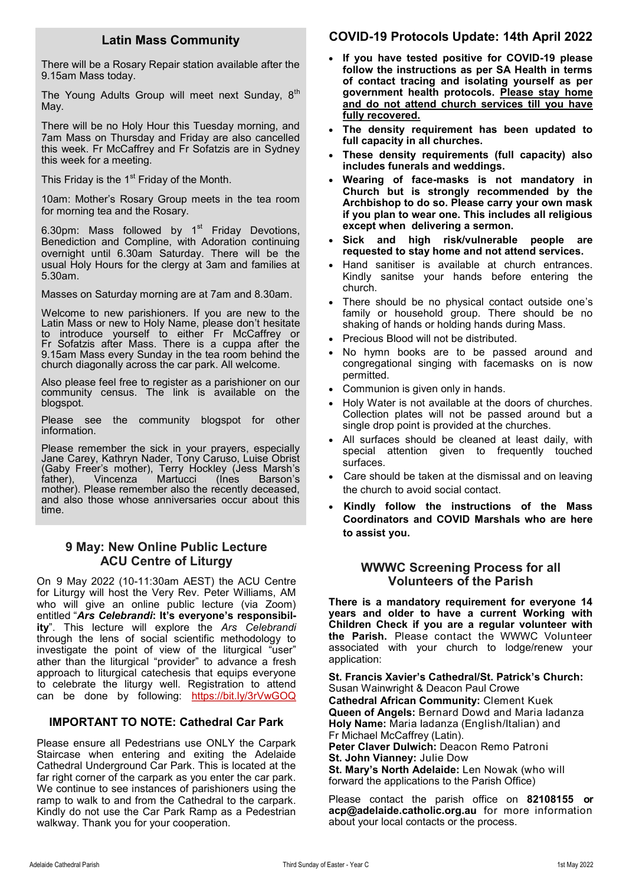## Latin Mass Community

There will be a Rosary Repair station available after the 9.15am Mass today.

The Young Adults Group will meet next Sunday, 8th May.

There will be no Holy Hour this Tuesday morning, and 7am Mass on Thursday and Friday are also cancelled this week. Fr McCaffrey and Fr Sofatzis are in Sydney this week for a meeting.

This Friday is the 1st Friday of the Month.

10am: Mother's Rosary Group meets in the tea room for morning tea and the Rosary.

6.30pm: Mass followed by 1st Friday Devotions, Benediction and Compline, with Adoration continuing overnight until 6.30am Saturday. There will be the usual Holy Hours for the clergy at 3am and families at 5.30am.

Masses on Saturday morning are at 7am and 8.30am.

Welcome to new parishioners. If you are new to the Latin Mass or new to Holy Name, please don't hesitate to introduce yourself to either Fr McCaffrey or Fr Sofatzis after Mass. There is a cuppa after the 9.15am Mass every Sunday in the tea room behind the church diagonally across the car park. All welcome.

Also please feel free to register as a parishioner on our community census. The link is available on the blogspot.

Please see the community blogspot for other information.

Please remember the sick in your prayers, especially Jane Carey, Kathryn Nader, Tony Caruso, Luise Obrist (Gaby Freer's mother), Terry Hockley (Jess Marsh's father), Vincenza Martucci (Ines Barson's mother). Please remember also the recently deceased, and also those whose anniversaries occur about this time.

## 9 May: New Online Public Lecture ACU Centre of Liturgy

On 9 May 2022 (10-11:30am AEST) the ACU Centre for Liturgy will host the Very Rev. Peter Williams, AM who will give an online public lecture (via Zoom) entitled "***Ars Celebrandi*: It's everyone's responsibility**". This lecture will explore the *Ars Celebrandi* through the lens of social scientific methodology to investigate the point of view of the liturgical "user" ather than the liturgical "provider" to advance a fresh approach to liturgical catechesis that equips everyone to celebrate the liturgy well. Registration to attend can be done by following: https://bit.ly/3rVwGOQ

## IMPORTANT TO NOTE: Cathedral Car Park

Please ensure all Pedestrians use ONLY the Carpark Staircase when entering and exiting the Adelaide Cathedral Underground Car Park. This is located at the far right corner of the carpark as you enter the car park. We continue to see instances of parishioners using the ramp to walk to and from the Cathedral to the carpark. Kindly do not use the Car Park Ramp as a Pedestrian walkway. Thank you for your cooperation.

## COVID-19 Protocols Update: 14th April 2022

- **If you have tested positive for COVID-19 please follow the instructions as per SA Health in terms of contact tracing and isolating yourself as per government health protocols. Please stay home and do not attend church services till you have fully recovered.**
- **The density requirement has been updated to full capacity in all churches.**
- **These density requirements (full capacity) also includes funerals and weddings.**
- **Wearing of face-masks is not mandatory in Church but is strongly recommended by the Archbishop to do so. Please carry your own mask if you plan to wear one. This includes all religious except when delivering a sermon.**
- **Sick and high risk/vulnerable people are requested to stay home and not attend services.**
- Hand sanitiser is available at church entrances. Kindly sanitse your hands before entering the church.
- There should be no physical contact outside one's family or household group. There should be no shaking of hands or holding hands during Mass.
- Precious Blood will not be distributed.
- No hymn books are to be passed around and congregational singing with facemasks on is now permitted.
- Communion is given only in hands.
- Holy Water is not available at the doors of churches. Collection plates will not be passed around but a single drop point is provided at the churches.
- All surfaces should be cleaned at least daily, with special attention given to frequently touched surfaces.
- Care should be taken at the dismissal and on leaving the church to avoid social contact.
- **Kindly follow the instructions of the Mass Coordinators and COVID Marshals who are here to assist you.**

## WWWC Screening Process for all Volunteers of the Parish

**There is a mandatory requirement for everyone 14 years and older to have a current Working with Children Check if you are a regular volunteer with the Parish.** Please contact the WWWC Volunteer associated with your church to lodge/renew your application:

**St. Francis Xavier's Cathedral/St. Patrick's Church:** Susan Wainwright & Deacon Paul Crowe
**Cathedral African Community:** Clement Kuek
**Queen of Angels:** Bernard Dowd and Maria Iadanza
**Holy Name:** Maria Iadanza (English/Italian) and Fr Michael McCaffrey (Latin).
**Peter Claver Dulwich:** Deacon Remo Patroni
**St. John Vianney:** Julie Dow
**St. Mary's North Adelaide:** Len Nowak (who will forward the applications to the Parish Office)

Please contact the parish office on **82108155 or acp@adelaide.catholic.org.au** for more information about your local contacts or the process.